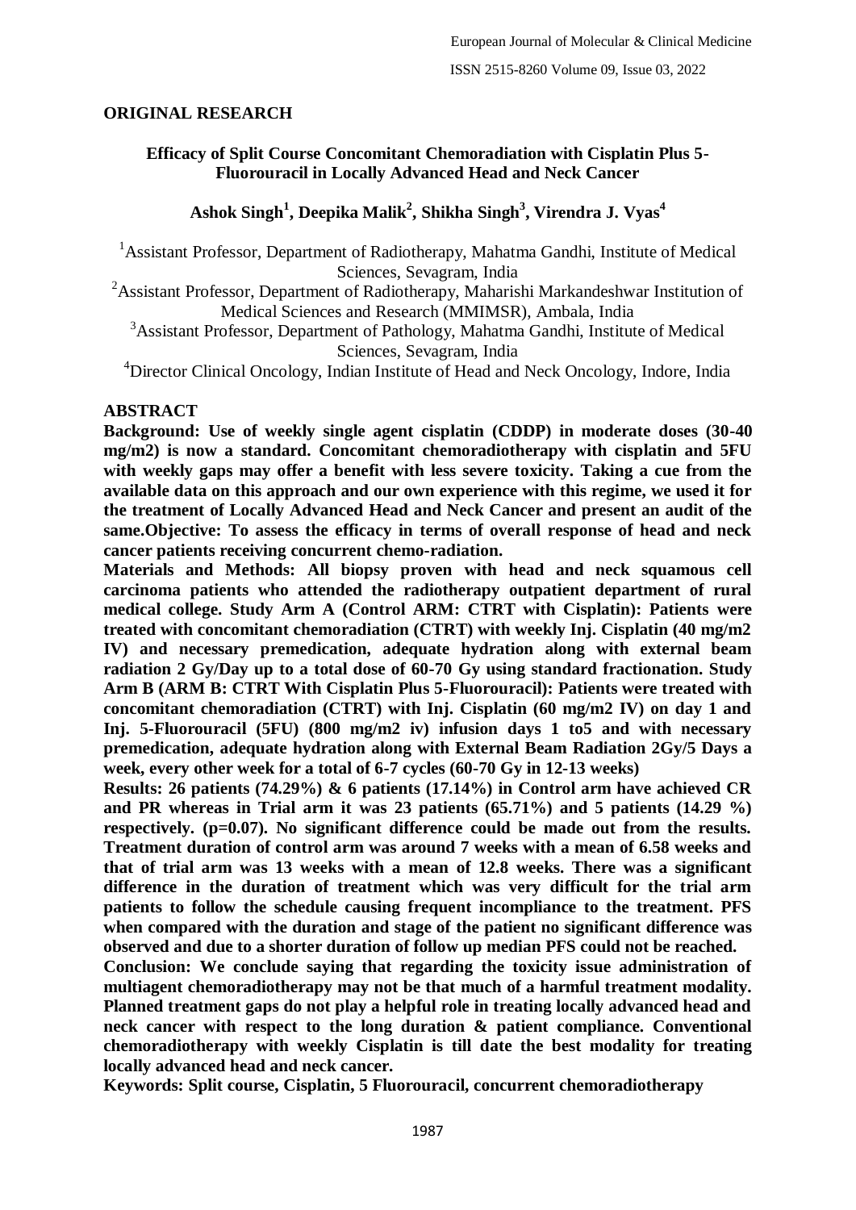**ORIGINAL RESEARCH**

# Efficacy of Split Course Concomitant Chemoradiation with Cisplatin Plus 5-Fluorouracil in Locally Advanced Head and Neck Cancer

**Ashok Singh[1], Deepika Malik[2], Shikha Singh[3], Virendra J. Vyas[4]**

[1]Assistant Professor, Department of Radiotherapy, Mahatma Gandhi, Institute of Medical Sciences, Sevagram, India

[2]Assistant Professor, Department of Radiotherapy, Maharishi Markandeshwar Institution of Medical Sciences and Research (MMIMSR), Ambala, India

[3]Assistant Professor, Department of Pathology, Mahatma Gandhi, Institute of Medical Sciences, Sevagram, India

[4]Director Clinical Oncology, Indian Institute of Head and Neck Oncology, Indore, India

## ABSTRACT

**Background: Use of weekly single agent cisplatin (CDDP) in moderate doses (30-40 mg/m2) is now a standard. Concomitant chemoradiotherapy with cisplatin and 5FU with weekly gaps may offer a benefit with less severe toxicity. Taking a cue from the available data on this approach and our own experience with this regime, we used it for the treatment of Locally Advanced Head and Neck Cancer and present an audit of the same.Objective: To assess the efficacy in terms of overall response of head and neck cancer patients receiving concurrent chemo-radiation.**

**Materials and Methods: All biopsy proven with head and neck squamous cell carcinoma patients who attended the radiotherapy outpatient department of rural medical college. Study Arm A (Control ARM: CTRT with Cisplatin): Patients were treated with concomitant chemoradiation (CTRT) with weekly Inj. Cisplatin (40 mg/m2 IV) and necessary premedication, adequate hydration along with external beam radiation 2 Gy/Day up to a total dose of 60-70 Gy using standard fractionation. Study Arm B (ARM B: CTRT With Cisplatin Plus 5-Fluorouracil): Patients were treated with concomitant chemoradiation (CTRT) with Inj. Cisplatin (60 mg/m2 IV) on day 1 and Inj. 5-Fluorouracil (5FU) (800 mg/m2 iv) infusion days 1 to5 and with necessary premedication, adequate hydration along with External Beam Radiation 2Gy/5 Days a week, every other week for a total of 6-7 cycles (60-70 Gy in 12-13 weeks)**

**Results: 26 patients (74.29%) & 6 patients (17.14%) in Control arm have achieved CR and PR whereas in Trial arm it was 23 patients (65.71%) and 5 patients (14.29 %) respectively. (p=0.07). No significant difference could be made out from the results. Treatment duration of control arm was around 7 weeks with a mean of 6.58 weeks and that of trial arm was 13 weeks with a mean of 12.8 weeks. There was a significant difference in the duration of treatment which was very difficult for the trial arm patients to follow the schedule causing frequent incompliance to the treatment. PFS when compared with the duration and stage of the patient no significant difference was observed and due to a shorter duration of follow up median PFS could not be reached.**

**Conclusion: We conclude saying that regarding the toxicity issue administration of multiagent chemoradiotherapy may not be that much of a harmful treatment modality. Planned treatment gaps do not play a helpful role in treating locally advanced head and neck cancer with respect to the long duration & patient compliance. Conventional chemoradiotherapy with weekly Cisplatin is till date the best modality for treating locally advanced head and neck cancer.**

**Keywords: Split course, Cisplatin, 5 Fluorouracil, concurrent chemoradiotherapy**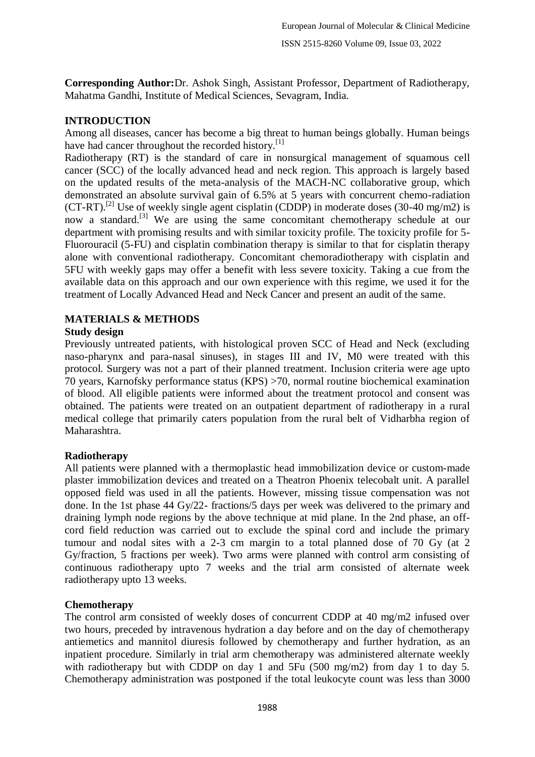**Corresponding Author:** Dr. Ashok Singh, Assistant Professor, Department of Radiotherapy, Mahatma Gandhi, Institute of Medical Sciences, Sevagram, India.

## INTRODUCTION

Among all diseases, cancer has become a big threat to human beings globally. Human beings have had cancer throughout the recorded history.[1]

Radiotherapy (RT) is the standard of care in nonsurgical management of squamous cell cancer (SCC) of the locally advanced head and neck region. This approach is largely based on the updated results of the meta-analysis of the MACH-NC collaborative group, which demonstrated an absolute survival gain of 6.5% at 5 years with concurrent chemo-radiation (CT-RT).[2] Use of weekly single agent cisplatin (CDDP) in moderate doses (30-40 mg/m2) is now a standard.[3] We are using the same concomitant chemotherapy schedule at our department with promising results and with similar toxicity profile. The toxicity profile for 5-Fluorouracil (5-FU) and cisplatin combination therapy is similar to that for cisplatin therapy alone with conventional radiotherapy. Concomitant chemoradiotherapy with cisplatin and 5FU with weekly gaps may offer a benefit with less severe toxicity. Taking a cue from the available data on this approach and our own experience with this regime, we used it for the treatment of Locally Advanced Head and Neck Cancer and present an audit of the same.

## MATERIALS & METHODS

### Study design

Previously untreated patients, with histological proven SCC of Head and Neck (excluding naso-pharynx and para-nasal sinuses), in stages III and IV, M0 were treated with this protocol. Surgery was not a part of their planned treatment. Inclusion criteria were age upto 70 years, Karnofsky performance status (KPS) >70, normal routine biochemical examination of blood. All eligible patients were informed about the treatment protocol and consent was obtained. The patients were treated on an outpatient department of radiotherapy in a rural medical college that primarily caters population from the rural belt of Vidharbha region of Maharashtra.

### Radiotherapy

All patients were planned with a thermoplastic head immobilization device or custom-made plaster immobilization devices and treated on a Theatron Phoenix telecobalt unit. A parallel opposed field was used in all the patients. However, missing tissue compensation was not done. In the 1st phase 44 Gy/22- fractions/5 days per week was delivered to the primary and draining lymph node regions by the above technique at mid plane. In the 2nd phase, an off-cord field reduction was carried out to exclude the spinal cord and include the primary tumour and nodal sites with a 2-3 cm margin to a total planned dose of 70 Gy (at 2 Gy/fraction, 5 fractions per week). Two arms were planned with control arm consisting of continuous radiotherapy upto 7 weeks and the trial arm consisted of alternate week radiotherapy upto 13 weeks.

### Chemotherapy

The control arm consisted of weekly doses of concurrent CDDP at 40 mg/m2 infused over two hours, preceded by intravenous hydration a day before and on the day of chemotherapy antiemetics and mannitol diuresis followed by chemotherapy and further hydration, as an inpatient procedure. Similarly in trial arm chemotherapy was administered alternate weekly with radiotherapy but with CDDP on day 1 and 5Fu (500 mg/m2) from day 1 to day 5. Chemotherapy administration was postponed if the total leukocyte count was less than 3000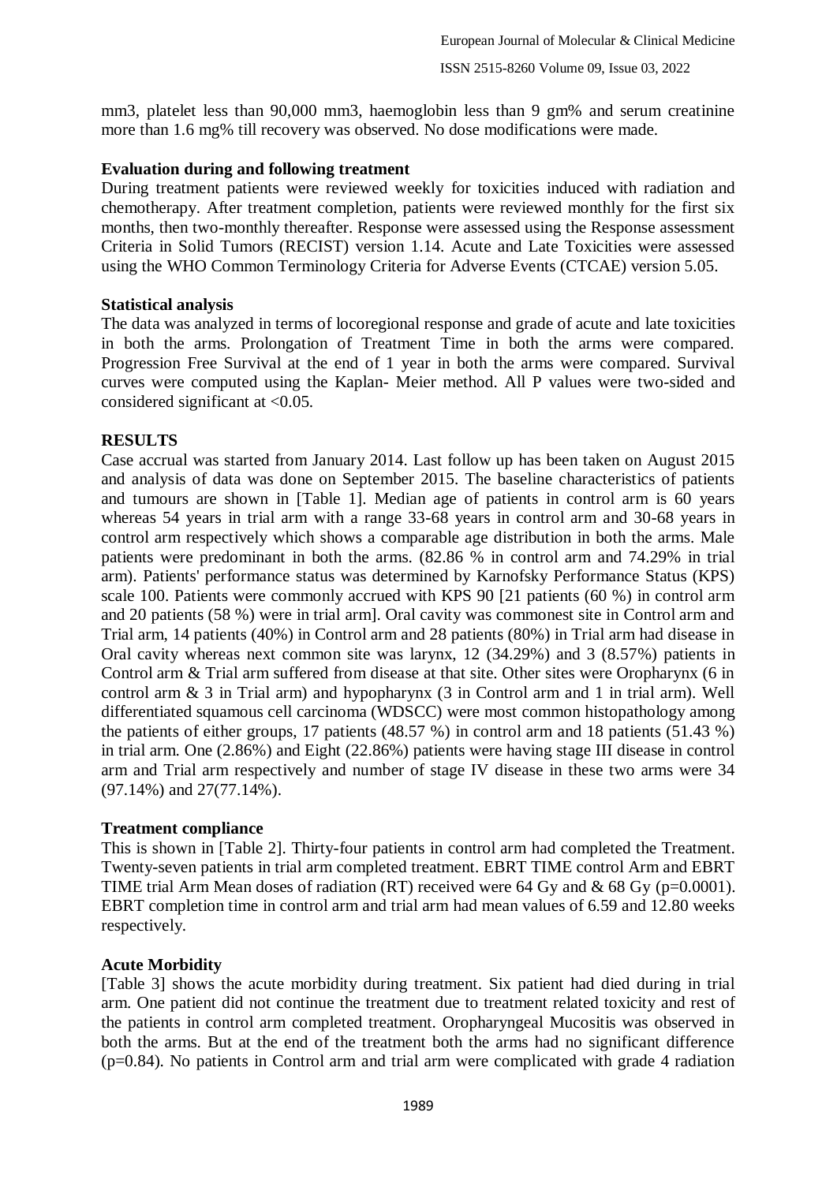mm3, platelet less than 90,000 mm3, haemoglobin less than 9 gm% and serum creatinine more than 1.6 mg% till recovery was observed. No dose modifications were made.

**Evaluation during and following treatment**

During treatment patients were reviewed weekly for toxicities induced with radiation and chemotherapy. After treatment completion, patients were reviewed monthly for the first six months, then two-monthly thereafter. Response were assessed using the Response assessment Criteria in Solid Tumors (RECIST) version 1.14. Acute and Late Toxicities were assessed using the WHO Common Terminology Criteria for Adverse Events (CTCAE) version 5.05.

**Statistical analysis**

The data was analyzed in terms of locoregional response and grade of acute and late toxicities in both the arms. Prolongation of Treatment Time in both the arms were compared. Progression Free Survival at the end of 1 year in both the arms were compared. Survival curves were computed using the Kaplan- Meier method. All P values were two-sided and considered significant at <0.05.

**RESULTS**

Case accrual was started from January 2014. Last follow up has been taken on August 2015 and analysis of data was done on September 2015. The baseline characteristics of patients and tumours are shown in [Table 1]. Median age of patients in control arm is 60 years whereas 54 years in trial arm with a range 33-68 years in control arm and 30-68 years in control arm respectively which shows a comparable age distribution in both the arms. Male patients were predominant in both the arms. (82.86 % in control arm and 74.29% in trial arm). Patients' performance status was determined by Karnofsky Performance Status (KPS) scale 100. Patients were commonly accrued with KPS 90 [21 patients (60 %) in control arm and 20 patients (58 %) were in trial arm]. Oral cavity was commonest site in Control arm and Trial arm, 14 patients (40%) in Control arm and 28 patients (80%) in Trial arm had disease in Oral cavity whereas next common site was larynx, 12 (34.29%) and 3 (8.57%) patients in Control arm & Trial arm suffered from disease at that site. Other sites were Oropharynx (6 in control arm & 3 in Trial arm) and hypopharynx (3 in Control arm and 1 in trial arm). Well differentiated squamous cell carcinoma (WDSCC) were most common histopathology among the patients of either groups, 17 patients (48.57 %) in control arm and 18 patients (51.43 %) in trial arm. One (2.86%) and Eight (22.86%) patients were having stage III disease in control arm and Trial arm respectively and number of stage IV disease in these two arms were 34 (97.14%) and 27(77.14%).

**Treatment compliance**

This is shown in [Table 2]. Thirty-four patients in control arm had completed the Treatment. Twenty-seven patients in trial arm completed treatment. EBRT TIME control Arm and EBRT TIME trial Arm Mean doses of radiation (RT) received were 64 Gy and & 68 Gy (p=0.0001). EBRT completion time in control arm and trial arm had mean values of 6.59 and 12.80 weeks respectively.

**Acute Morbidity**

[Table 3] shows the acute morbidity during treatment. Six patient had died during in trial arm. One patient did not continue the treatment due to treatment related toxicity and rest of the patients in control arm completed treatment. Oropharyngeal Mucositis was observed in both the arms. But at the end of the treatment both the arms had no significant difference (p=0.84). No patients in Control arm and trial arm were complicated with grade 4 radiation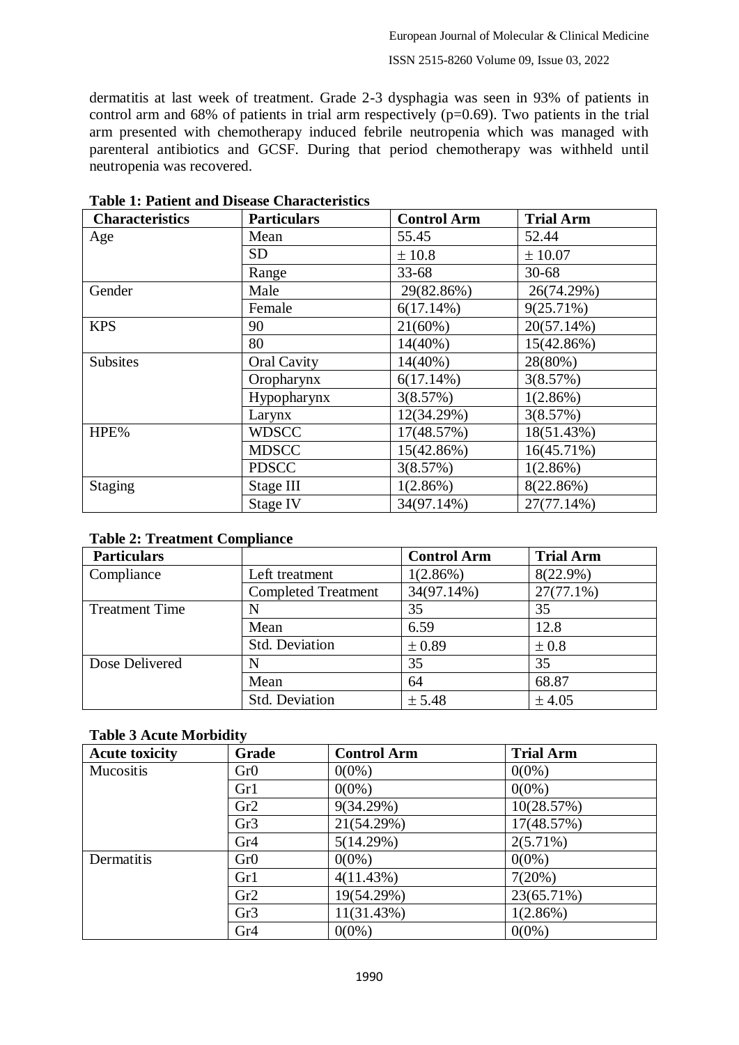dermatitis at last week of treatment. Grade 2-3 dysphagia was seen in 93% of patients in control arm and 68% of patients in trial arm respectively (p=0.69). Two patients in the trial arm presented with chemotherapy induced febrile neutropenia which was managed with parenteral antibiotics and GCSF. During that period chemotherapy was withheld until neutropenia was recovered.

**Table 1: Patient and Disease Characteristics**

| Characteristics | Particulars | Control Arm | Trial Arm |
|---|---|---|---|
| Age | Mean | 55.45 | 52.44 |
| | SD | ± 10.8 | ± 10.07 |
| | Range | 33-68 | 30-68 |
| Gender | Male | 29(82.86%) | 26(74.29%) |
| | Female | 6(17.14%) | 9(25.71%) |
| KPS | 90 | 21(60%) | 20(57.14%) |
| | 80 | 14(40%) | 15(42.86%) |
| Subsites | Oral Cavity | 14(40%) | 28(80%) |
| | Oropharynx | 6(17.14%) | 3(8.57%) |
| | Hypopharynx | 3(8.57%) | 1(2.86%) |
| | Larynx | 12(34.29%) | 3(8.57%) |
| HPE% | WDSCC | 17(48.57%) | 18(51.43%) |
| | MDSCC | 15(42.86%) | 16(45.71%) |
| | PDSCC | 3(8.57%) | 1(2.86%) |
| Staging | Stage III | 1(2.86%) | 8(22.86%) |
| | Stage IV | 34(97.14%) | 27(77.14%) |

**Table 2: Treatment Compliance**

| Particulars | | Control Arm | Trial Arm |
|---|---|---|---|
| Compliance | Left treatment | 1(2.86%) | 8(22.9%) |
| | Completed Treatment | 34(97.14%) | 27(77.1%) |
| Treatment Time | N | 35 | 35 |
| | Mean | 6.59 | 12.8 |
| | Std. Deviation | ± 0.89 | ± 0.8 |
| Dose Delivered | N | 35 | 35 |
| | Mean | 64 | 68.87 |
| | Std. Deviation | ± 5.48 | ± 4.05 |

**Table 3 Acute Morbidity**

| Acute toxicity | Grade | Control Arm | Trial Arm |
|---|---|---|---|
| Mucositis | Gr0 | 0(0%) | 0(0%) |
| | Gr1 | 0(0%) | 0(0%) |
| | Gr2 | 9(34.29%) | 10(28.57%) |
| | Gr3 | 21(54.29%) | 17(48.57%) |
| | Gr4 | 5(14.29%) | 2(5.71%) |
| Dermatitis | Gr0 | 0(0%) | 0(0%) |
| | Gr1 | 4(11.43%) | 7(20%) |
| | Gr2 | 19(54.29%) | 23(65.71%) |
| | Gr3 | 11(31.43%) | 1(2.86%) |
| | Gr4 | 0(0%) | 0(0%) |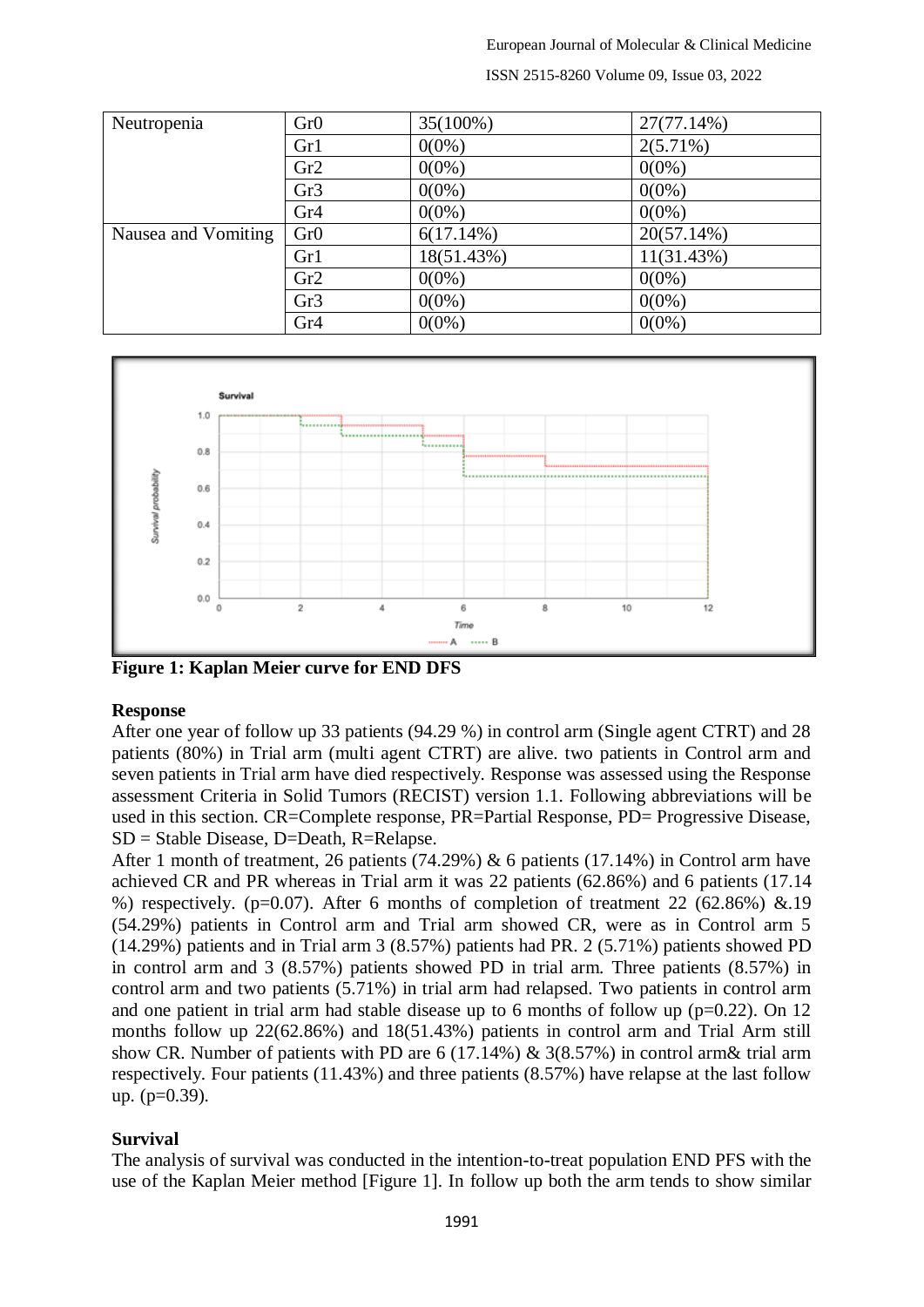| Neutropenia | Gr0 | 35(100%) | 27(77.14%) |
|---|---|---|---|
| | Gr1 | 0(0%) | 2(5.71%) |
| | Gr2 | 0(0%) | 0(0%) |
| | Gr3 | 0(0%) | 0(0%) |
| | Gr4 | 0(0%) | 0(0%) |
| Nausea and Vomiting | Gr0 | 6(17.14%) | 20(57.14%) |
| | Gr1 | 18(51.43%) | 11(31.43%) |
| | Gr2 | 0(0%) | 0(0%) |
| | Gr3 | 0(0%) | 0(0%) |
| | Gr4 | 0(0%) | 0(0%) |

**Figure 1: Kaplan Meier curve for END DFS**

### Response

After one year of follow up 33 patients (94.29 %) in control arm (Single agent CTRT) and 28 patients (80%) in Trial arm (multi agent CTRT) are alive. two patients in Control arm and seven patients in Trial arm have died respectively. Response was assessed using the Response assessment Criteria in Solid Tumors (RECIST) version 1.1. Following abbreviations will be used in this section. CR=Complete response, PR=Partial Response, PD= Progressive Disease, SD = Stable Disease, D=Death, R=Relapse.

After 1 month of treatment, 26 patients (74.29%) & 6 patients (17.14%) in Control arm have achieved CR and PR whereas in Trial arm it was 22 patients (62.86%) and 6 patients (17.14 %) respectively. (p=0.07). After 6 months of completion of treatment 22 (62.86%) &.19 (54.29%) patients in Control arm and Trial arm showed CR, were as in Control arm 5 (14.29%) patients and in Trial arm 3 (8.57%) patients had PR. 2 (5.71%) patients showed PD in control arm and 3 (8.57%) patients showed PD in trial arm. Three patients (8.57%) in control arm and two patients (5.71%) in trial arm had relapsed. Two patients in control arm and one patient in trial arm had stable disease up to 6 months of follow up (p=0.22). On 12 months follow up 22(62.86%) and 18(51.43%) patients in control arm and Trial Arm still show CR. Number of patients with PD are 6 (17.14%) & 3(8.57%) in control arm& trial arm respectively. Four patients (11.43%) and three patients (8.57%) have relapse at the last follow up. (p=0.39).

### Survival

The analysis of survival was conducted in the intention-to-treat population END PFS with the use of the Kaplan Meier method [Figure 1]. In follow up both the arm tends to show similar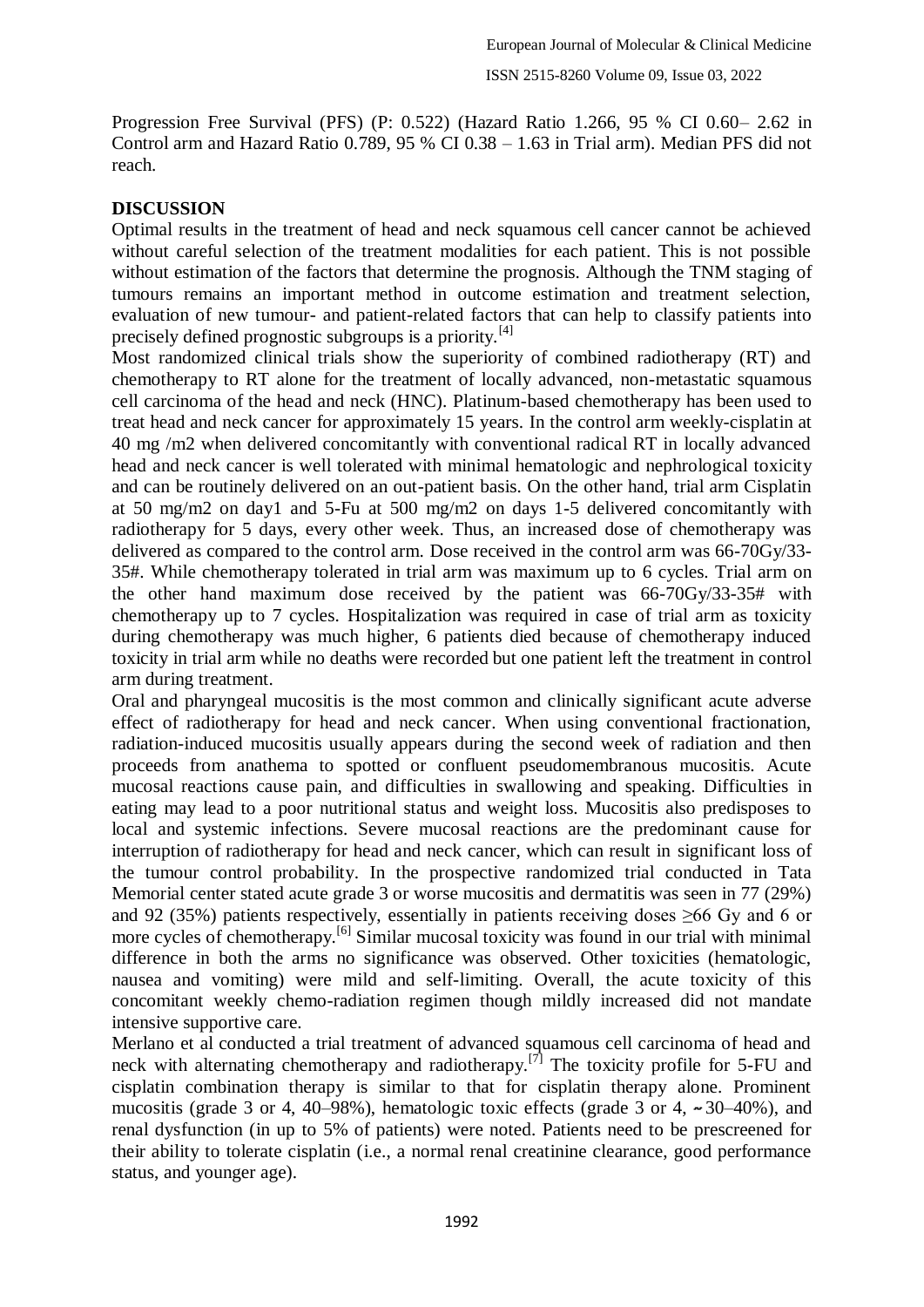Progression Free Survival (PFS) (P: 0.522) (Hazard Ratio 1.266, 95 % CI 0.60– 2.62 in Control arm and Hazard Ratio 0.789, 95 % CI 0.38 – 1.63 in Trial arm). Median PFS did not reach.

## DISCUSSION

Optimal results in the treatment of head and neck squamous cell cancer cannot be achieved without careful selection of the treatment modalities for each patient. This is not possible without estimation of the factors that determine the prognosis. Although the TNM staging of tumours remains an important method in outcome estimation and treatment selection, evaluation of new tumour- and patient-related factors that can help to classify patients into precisely defined prognostic subgroups is a priority.[4]

Most randomized clinical trials show the superiority of combined radiotherapy (RT) and chemotherapy to RT alone for the treatment of locally advanced, non-metastatic squamous cell carcinoma of the head and neck (HNC). Platinum-based chemotherapy has been used to treat head and neck cancer for approximately 15 years. In the control arm weekly-cisplatin at 40 mg /m2 when delivered concomitantly with conventional radical RT in locally advanced head and neck cancer is well tolerated with minimal hematologic and nephrological toxicity and can be routinely delivered on an out-patient basis. On the other hand, trial arm Cisplatin at 50 mg/m2 on day1 and 5-Fu at 500 mg/m2 on days 1-5 delivered concomitantly with radiotherapy for 5 days, every other week. Thus, an increased dose of chemotherapy was delivered as compared to the control arm. Dose received in the control arm was 66-70Gy/33-35#. While chemotherapy tolerated in trial arm was maximum up to 6 cycles. Trial arm on the other hand maximum dose received by the patient was 66-70Gy/33-35# with chemotherapy up to 7 cycles. Hospitalization was required in case of trial arm as toxicity during chemotherapy was much higher, 6 patients died because of chemotherapy induced toxicity in trial arm while no deaths were recorded but one patient left the treatment in control arm during treatment.

Oral and pharyngeal mucositis is the most common and clinically significant acute adverse effect of radiotherapy for head and neck cancer. When using conventional fractionation, radiation-induced mucositis usually appears during the second week of radiation and then proceeds from anathema to spotted or confluent pseudomembranous mucositis. Acute mucosal reactions cause pain, and difficulties in swallowing and speaking. Difficulties in eating may lead to a poor nutritional status and weight loss. Mucositis also predisposes to local and systemic infections. Severe mucosal reactions are the predominant cause for interruption of radiotherapy for head and neck cancer, which can result in significant loss of the tumour control probability. In the prospective randomized trial conducted in Tata Memorial center stated acute grade 3 or worse mucositis and dermatitis was seen in 77 (29%) and 92 (35%) patients respectively, essentially in patients receiving doses ≥66 Gy and 6 or more cycles of chemotherapy.[6] Similar mucosal toxicity was found in our trial with minimal difference in both the arms no significance was observed. Other toxicities (hematologic, nausea and vomiting) were mild and self-limiting. Overall, the acute toxicity of this concomitant weekly chemo-radiation regimen though mildly increased did not mandate intensive supportive care.

Merlano et al conducted a trial treatment of advanced squamous cell carcinoma of head and neck with alternating chemotherapy and radiotherapy.[7] The toxicity profile for 5-FU and cisplatin combination therapy is similar to that for cisplatin therapy alone. Prominent mucositis (grade 3 or 4, 40–98%), hematologic toxic effects (grade 3 or 4, ~30–40%), and renal dysfunction (in up to 5% of patients) were noted. Patients need to be prescreened for their ability to tolerate cisplatin (i.e., a normal renal creatinine clearance, good performance status, and younger age).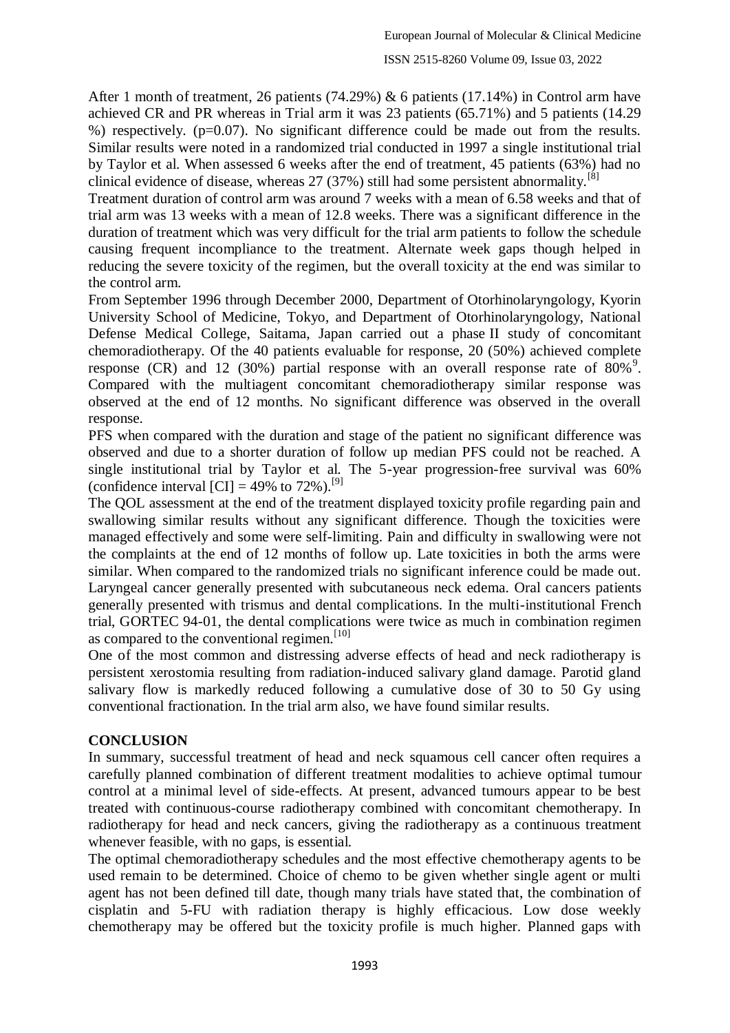After 1 month of treatment, 26 patients (74.29%) & 6 patients (17.14%) in Control arm have achieved CR and PR whereas in Trial arm it was 23 patients (65.71%) and 5 patients (14.29 %) respectively. (p=0.07). No significant difference could be made out from the results. Similar results were noted in a randomized trial conducted in 1997 a single institutional trial by Taylor et al. When assessed 6 weeks after the end of treatment, 45 patients (63%) had no clinical evidence of disease, whereas 27 (37%) still had some persistent abnormality.[8]

Treatment duration of control arm was around 7 weeks with a mean of 6.58 weeks and that of trial arm was 13 weeks with a mean of 12.8 weeks. There was a significant difference in the duration of treatment which was very difficult for the trial arm patients to follow the schedule causing frequent incompliance to the treatment. Alternate week gaps though helped in reducing the severe toxicity of the regimen, but the overall toxicity at the end was similar to the control arm.

From September 1996 through December 2000, Department of Otorhinolaryngology, Kyorin University School of Medicine, Tokyo, and Department of Otorhinolaryngology, National Defense Medical College, Saitama, Japan carried out a phase II study of concomitant chemoradiotherapy. Of the 40 patients evaluable for response, 20 (50%) achieved complete response (CR) and 12 (30%) partial response with an overall response rate of 80%[9]. Compared with the multiagent concomitant chemoradiotherapy similar response was observed at the end of 12 months. No significant difference was observed in the overall response.

PFS when compared with the duration and stage of the patient no significant difference was observed and due to a shorter duration of follow up median PFS could not be reached. A single institutional trial by Taylor et al. The 5-year progression-free survival was 60% (confidence interval [CI] = 49% to 72%).[9]

The QOL assessment at the end of the treatment displayed toxicity profile regarding pain and swallowing similar results without any significant difference. Though the toxicities were managed effectively and some were self-limiting. Pain and difficulty in swallowing were not the complaints at the end of 12 months of follow up. Late toxicities in both the arms were similar. When compared to the randomized trials no significant inference could be made out. Laryngeal cancer generally presented with subcutaneous neck edema. Oral cancers patients generally presented with trismus and dental complications. In the multi-institutional French trial, GORTEC 94-01, the dental complications were twice as much in combination regimen as compared to the conventional regimen.[10]

One of the most common and distressing adverse effects of head and neck radiotherapy is persistent xerostomia resulting from radiation-induced salivary gland damage. Parotid gland salivary flow is markedly reduced following a cumulative dose of 30 to 50 Gy using conventional fractionation. In the trial arm also, we have found similar results.

## CONCLUSION

In summary, successful treatment of head and neck squamous cell cancer often requires a carefully planned combination of different treatment modalities to achieve optimal tumour control at a minimal level of side-effects. At present, advanced tumours appear to be best treated with continuous-course radiotherapy combined with concomitant chemotherapy. In radiotherapy for head and neck cancers, giving the radiotherapy as a continuous treatment whenever feasible, with no gaps, is essential.

The optimal chemoradiotherapy schedules and the most effective chemotherapy agents to be used remain to be determined. Choice of chemo to be given whether single agent or multi agent has not been defined till date, though many trials have stated that, the combination of cisplatin and 5-FU with radiation therapy is highly efficacious. Low dose weekly chemotherapy may be offered but the toxicity profile is much higher. Planned gaps with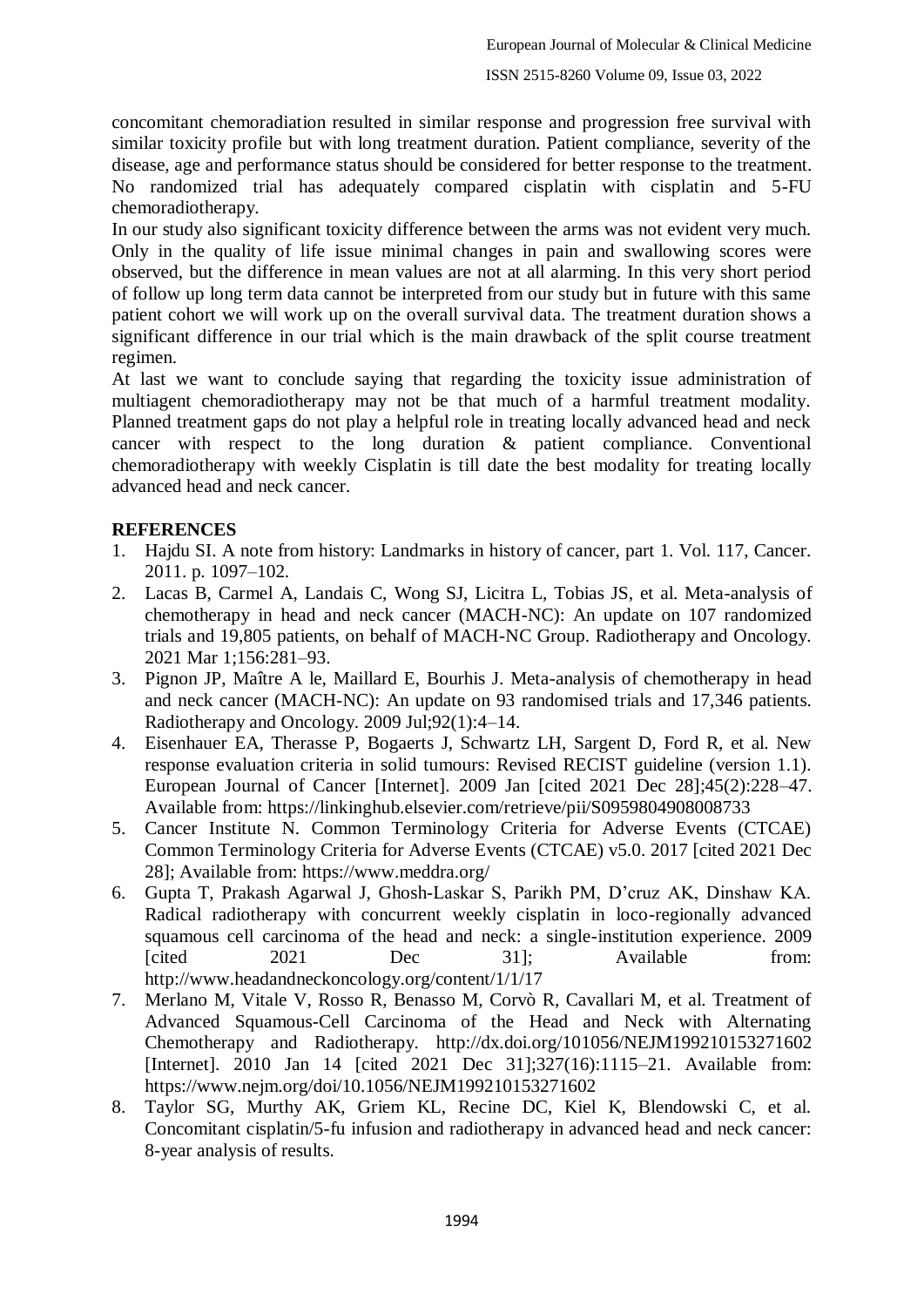concomitant chemoradiation resulted in similar response and progression free survival with similar toxicity profile but with long treatment duration. Patient compliance, severity of the disease, age and performance status should be considered for better response to the treatment. No randomized trial has adequately compared cisplatin with cisplatin and 5-FU chemoradiotherapy.

In our study also significant toxicity difference between the arms was not evident very much. Only in the quality of life issue minimal changes in pain and swallowing scores were observed, but the difference in mean values are not at all alarming. In this very short period of follow up long term data cannot be interpreted from our study but in future with this same patient cohort we will work up on the overall survival data. The treatment duration shows a significant difference in our trial which is the main drawback of the split course treatment regimen.

At last we want to conclude saying that regarding the toxicity issue administration of multiagent chemoradiotherapy may not be that much of a harmful treatment modality. Planned treatment gaps do not play a helpful role in treating locally advanced head and neck cancer with respect to the long duration & patient compliance. Conventional chemoradiotherapy with weekly Cisplatin is till date the best modality for treating locally advanced head and neck cancer.

**REFERENCES**

1. Hajdu SI. A note from history: Landmarks in history of cancer, part 1. Vol. 117, Cancer. 2011. p. 1097–102.
2. Lacas B, Carmel A, Landais C, Wong SJ, Licitra L, Tobias JS, et al. Meta-analysis of chemotherapy in head and neck cancer (MACH-NC): An update on 107 randomized trials and 19,805 patients, on behalf of MACH-NC Group. Radiotherapy and Oncology. 2021 Mar 1;156:281–93.
3. Pignon JP, Maître A le, Maillard E, Bourhis J. Meta-analysis of chemotherapy in head and neck cancer (MACH-NC): An update on 93 randomised trials and 17,346 patients. Radiotherapy and Oncology. 2009 Jul;92(1):4–14.
4. Eisenhauer EA, Therasse P, Bogaerts J, Schwartz LH, Sargent D, Ford R, et al. New response evaluation criteria in solid tumours: Revised RECIST guideline (version 1.1). European Journal of Cancer [Internet]. 2009 Jan [cited 2021 Dec 28];45(2):228–47. Available from: https://linkinghub.elsevier.com/retrieve/pii/S0959804908008733
5. Cancer Institute N. Common Terminology Criteria for Adverse Events (CTCAE) Common Terminology Criteria for Adverse Events (CTCAE) v5.0. 2017 [cited 2021 Dec 28]; Available from: https://www.meddra.org/
6. Gupta T, Prakash Agarwal J, Ghosh-Laskar S, Parikh PM, D'cruz AK, Dinshaw KA. Radical radiotherapy with concurrent weekly cisplatin in loco-regionally advanced squamous cell carcinoma of the head and neck: a single-institution experience. 2009 [cited 2021 Dec 31]; Available from: http://www.headandneckoncology.org/content/1/1/17
7. Merlano M, Vitale V, Rosso R, Benasso M, Corvò R, Cavallari M, et al. Treatment of Advanced Squamous-Cell Carcinoma of the Head and Neck with Alternating Chemotherapy and Radiotherapy. http://dx.doi.org/101056/NEJM199210153271602 [Internet]. 2010 Jan 14 [cited 2021 Dec 31];327(16):1115–21. Available from: https://www.nejm.org/doi/10.1056/NEJM199210153271602
8. Taylor SG, Murthy AK, Griem KL, Recine DC, Kiel K, Blendowski C, et al. Concomitant cisplatin/5-fu infusion and radiotherapy in advanced head and neck cancer: 8-year analysis of results.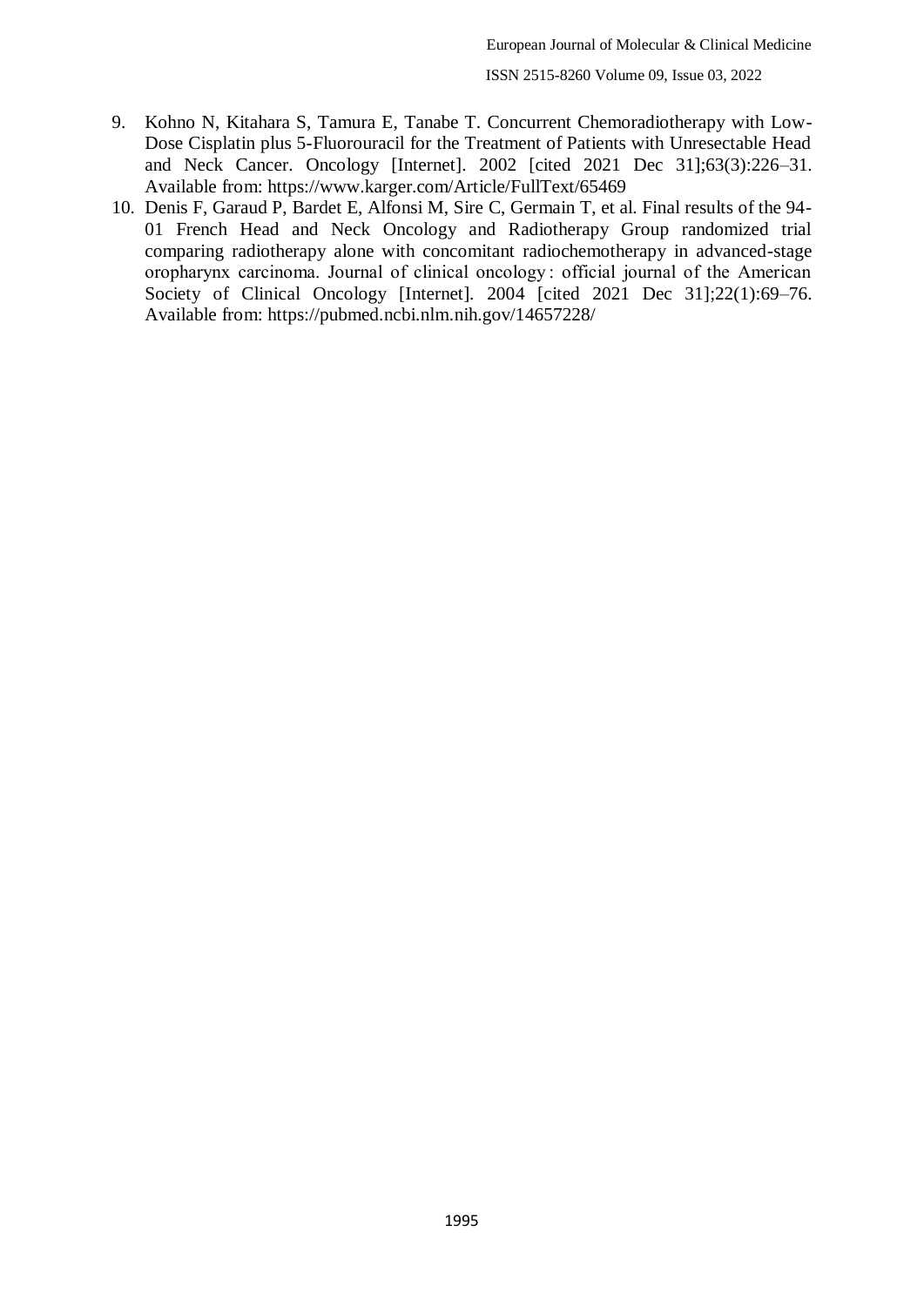9. Kohno N, Kitahara S, Tamura E, Tanabe T. Concurrent Chemoradiotherapy with Low-Dose Cisplatin plus 5-Fluorouracil for the Treatment of Patients with Unresectable Head and Neck Cancer. Oncology [Internet]. 2002 [cited 2021 Dec 31];63(3):226–31. Available from: https://www.karger.com/Article/FullText/65469
10. Denis F, Garaud P, Bardet E, Alfonsi M, Sire C, Germain T, et al. Final results of the 94-01 French Head and Neck Oncology and Radiotherapy Group randomized trial comparing radiotherapy alone with concomitant radiochemotherapy in advanced-stage oropharynx carcinoma. Journal of clinical oncology : official journal of the American Society of Clinical Oncology [Internet]. 2004 [cited 2021 Dec 31];22(1):69–76. Available from: https://pubmed.ncbi.nlm.nih.gov/14657228/